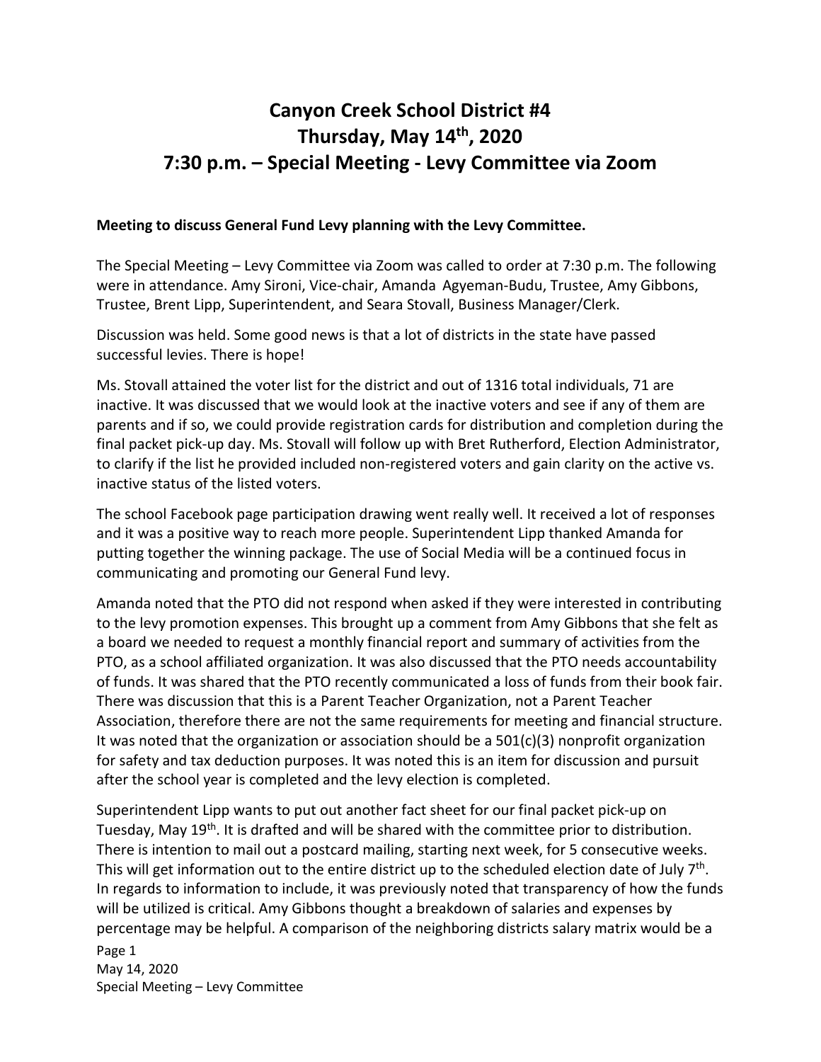# Canyon Creek School District #4
# Thursday, May 14th, 2020
# 7:30 p.m. – Special Meeting - Levy Committee via Zoom

**Meeting to discuss General Fund Levy planning with the Levy Committee.**

The Special Meeting – Levy Committee via Zoom was called to order at 7:30 p.m. The following were in attendance. Amy Sironi, Vice-chair, Amanda Agyeman-Budu, Trustee, Amy Gibbons, Trustee, Brent Lipp, Superintendent, and Seara Stovall, Business Manager/Clerk.

Discussion was held. Some good news is that a lot of districts in the state have passed successful levies. There is hope!

Ms. Stovall attained the voter list for the district and out of 1316 total individuals, 71 are inactive. It was discussed that we would look at the inactive voters and see if any of them are parents and if so, we could provide registration cards for distribution and completion during the final packet pick-up day. Ms. Stovall will follow up with Bret Rutherford, Election Administrator, to clarify if the list he provided included non-registered voters and gain clarity on the active vs. inactive status of the listed voters.

The school Facebook page participation drawing went really well. It received a lot of responses and it was a positive way to reach more people. Superintendent Lipp thanked Amanda for putting together the winning package. The use of Social Media will be a continued focus in communicating and promoting our General Fund levy.

Amanda noted that the PTO did not respond when asked if they were interested in contributing to the levy promotion expenses. This brought up a comment from Amy Gibbons that she felt as a board we needed to request a monthly financial report and summary of activities from the PTO, as a school affiliated organization. It was also discussed that the PTO needs accountability of funds. It was shared that the PTO recently communicated a loss of funds from their book fair. There was discussion that this is a Parent Teacher Organization, not a Parent Teacher Association, therefore there are not the same requirements for meeting and financial structure. It was noted that the organization or association should be a 501(c)(3) nonprofit organization for safety and tax deduction purposes. It was noted this is an item for discussion and pursuit after the school year is completed and the levy election is completed.

Superintendent Lipp wants to put out another fact sheet for our final packet pick-up on Tuesday, May 19th. It is drafted and will be shared with the committee prior to distribution. There is intention to mail out a postcard mailing, starting next week, for 5 consecutive weeks. This will get information out to the entire district up to the scheduled election date of July 7th. In regards to information to include, it was previously noted that transparency of how the funds will be utilized is critical. Amy Gibbons thought a breakdown of salaries and expenses by percentage may be helpful. A comparison of the neighboring districts salary matrix would be a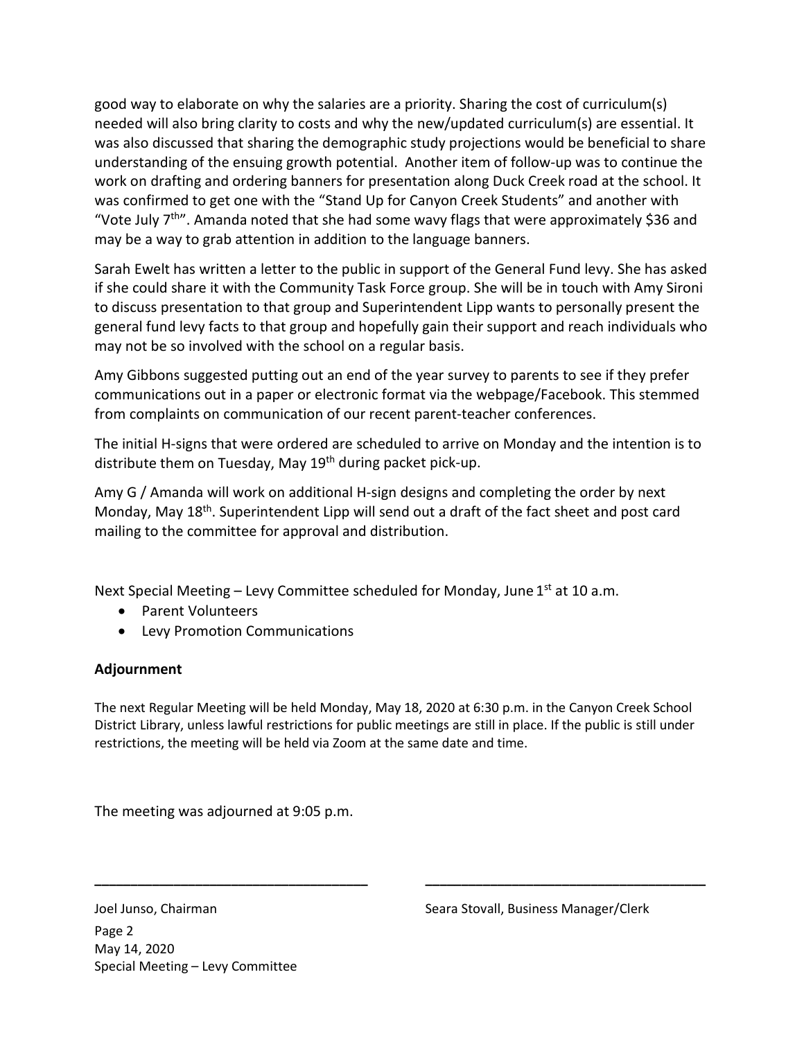good way to elaborate on why the salaries are a priority. Sharing the cost of curriculum(s) needed will also bring clarity to costs and why the new/updated curriculum(s) are essential. It was also discussed that sharing the demographic study projections would be beneficial to share understanding of the ensuing growth potential. Another item of follow-up was to continue the work on drafting and ordering banners for presentation along Duck Creek road at the school. It was confirmed to get one with the "Stand Up for Canyon Creek Students" and another with "Vote July 7th". Amanda noted that she had some wavy flags that were approximately $36 and may be a way to grab attention in addition to the language banners.

Sarah Ewelt has written a letter to the public in support of the General Fund levy. She has asked if she could share it with the Community Task Force group. She will be in touch with Amy Sironi to discuss presentation to that group and Superintendent Lipp wants to personally present the general fund levy facts to that group and hopefully gain their support and reach individuals who may not be so involved with the school on a regular basis.

Amy Gibbons suggested putting out an end of the year survey to parents to see if they prefer communications out in a paper or electronic format via the webpage/Facebook. This stemmed from complaints on communication of our recent parent-teacher conferences.

The initial H-signs that were ordered are scheduled to arrive on Monday and the intention is to distribute them on Tuesday, May 19th during packet pick-up.

Amy G / Amanda will work on additional H-sign designs and completing the order by next Monday, May 18th. Superintendent Lipp will send out a draft of the fact sheet and post card mailing to the committee for approval and distribution.

Next Special Meeting – Levy Committee scheduled for Monday, June 1st at 10 a.m.

- Parent Volunteers
- Levy Promotion Communications

**Adjournment**

The next Regular Meeting will be held Monday, May 18, 2020 at 6:30 p.m. in the Canyon Creek School District Library, unless lawful restrictions for public meetings are still in place. If the public is still under restrictions, the meeting will be held via Zoom at the same date and time.

The meeting was adjourned at 9:05 p.m.

\_\_\_\_\_\_\_\_\_\_\_\_\_\_\_\_\_\_\_\_\_\_\_\_\_\_\_\_\_\_\_\_\_\_ \_\_\_\_\_\_\_\_\_\_\_\_\_\_\_\_\_\_\_\_\_\_\_\_\_\_\_\_\_\_\_\_\_\_

Joel Junso, Chairman Seara Stovall, Business Manager/Clerk